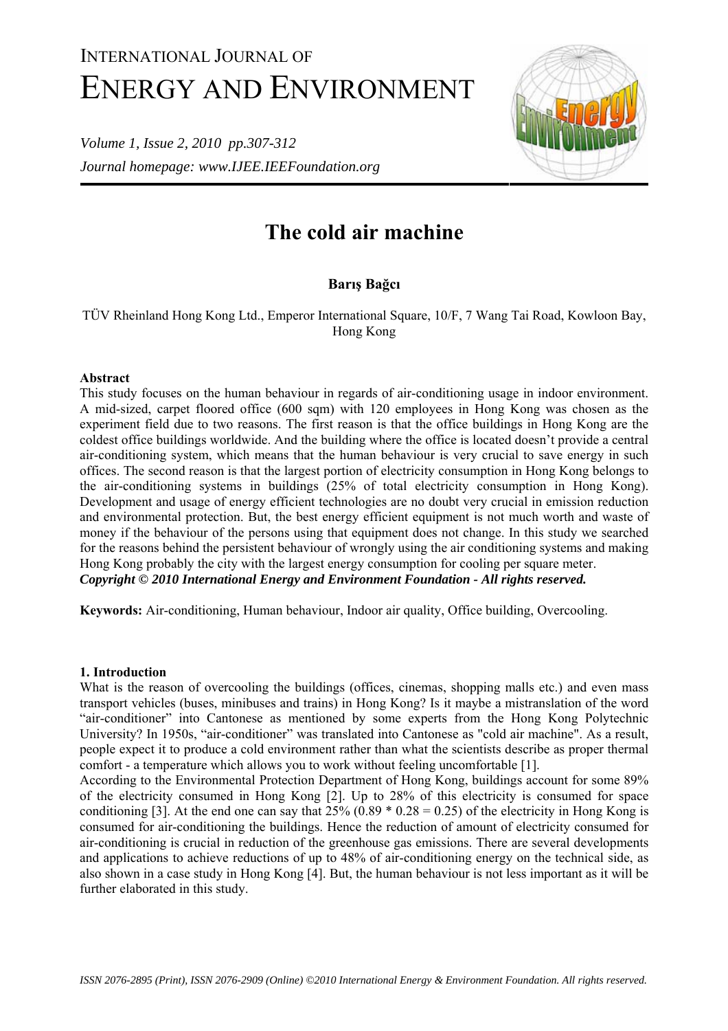# The cold air machine

**Barış Bağcı**

TÜV Rheinland Hong Kong Ltd., Emperor International Square, 10/F, 7 Wang Tai Road, Kowloon Bay, Hong Kong

**Abstract**

This study focuses on the human behaviour in regards of air-conditioning usage in indoor environment. A mid-sized, carpet floored office (600 sqm) with 120 employees in Hong Kong was chosen as the experiment field due to two reasons. The first reason is that the office buildings in Hong Kong are the coldest office buildings worldwide. And the building where the office is located doesn't provide a central air-conditioning system, which means that the human behaviour is very crucial to save energy in such offices. The second reason is that the largest portion of electricity consumption in Hong Kong belongs to the air-conditioning systems in buildings (25% of total electricity consumption in Hong Kong). Development and usage of energy efficient technologies are no doubt very crucial in emission reduction and environmental protection. But, the best energy efficient equipment is not much worth and waste of money if the behaviour of the persons using that equipment does not change. In this study we searched for the reasons behind the persistent behaviour of wrongly using the air conditioning systems and making Hong Kong probably the city with the largest energy consumption for cooling per square meter.

***Copyright © 2010 International Energy and Environment Foundation - All rights reserved.***

**Keywords:** Air-conditioning, Human behaviour, Indoor air quality, Office building, Overcooling.

## 1. Introduction

What is the reason of overcooling the buildings (offices, cinemas, shopping malls etc.) and even mass transport vehicles (buses, minibuses and trains) in Hong Kong? Is it maybe a mistranslation of the word "air-conditioner" into Cantonese as mentioned by some experts from the Hong Kong Polytechnic University? In 1950s, "air-conditioner" was translated into Cantonese as "cold air machine". As a result, people expect it to produce a cold environment rather than what the scientists describe as proper thermal comfort - a temperature which allows you to work without feeling uncomfortable [1].

According to the Environmental Protection Department of Hong Kong, buildings account for some 89% of the electricity consumed in Hong Kong [2]. Up to 28% of this electricity is consumed for space conditioning [3]. At the end one can say that 25% ($0.89 * 0.28 = 0.25$) of the electricity in Hong Kong is consumed for air-conditioning the buildings. Hence the reduction of amount of electricity consumed for air-conditioning is crucial in reduction of the greenhouse gas emissions. There are several developments and applications to achieve reductions of up to 48% of air-conditioning energy on the technical side, as also shown in a case study in Hong Kong [4]. But, the human behaviour is not less important as it will be further elaborated in this study.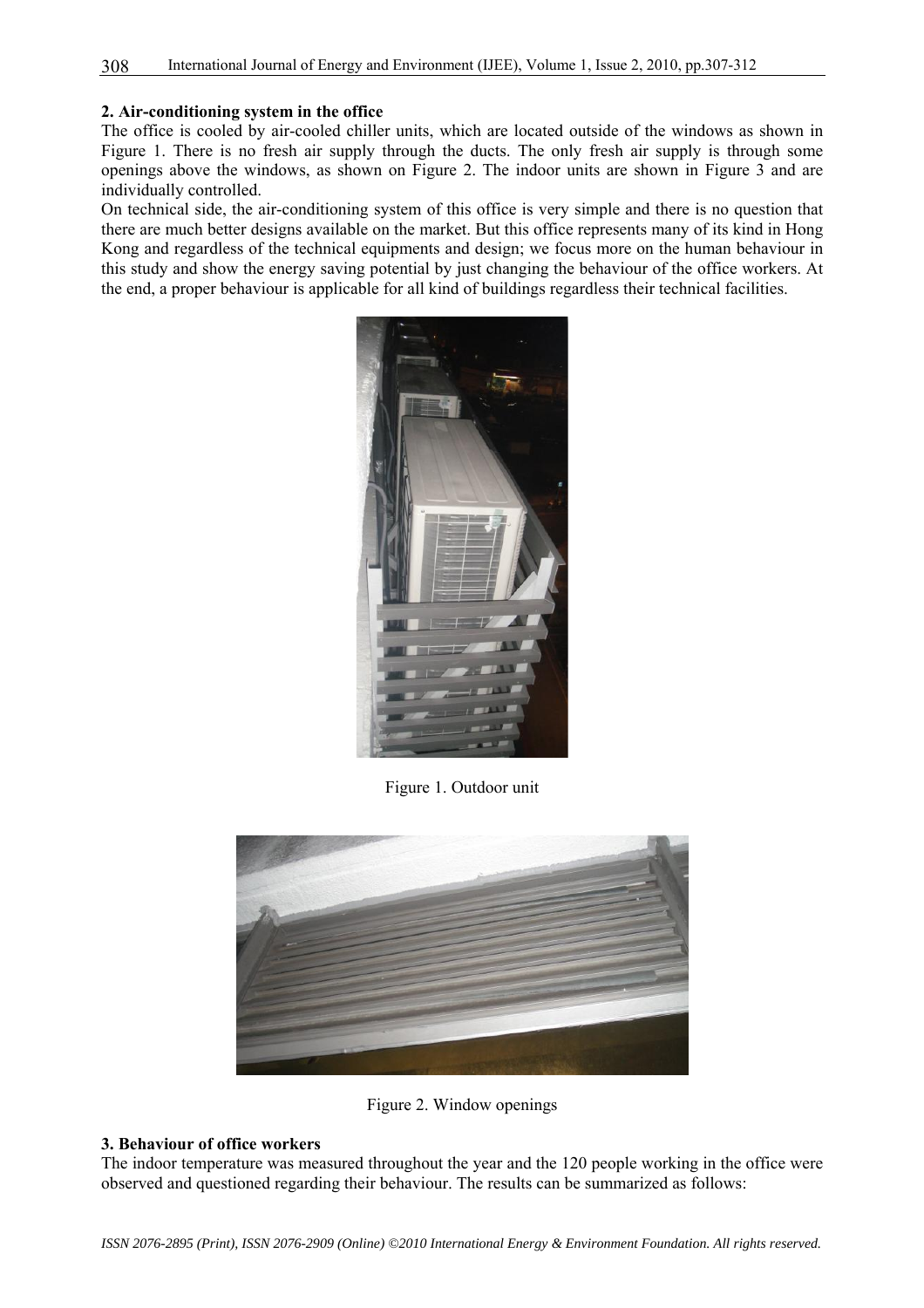## 2. Air-conditioning system in the office

The office is cooled by air-cooled chiller units, which are located outside of the windows as shown in Figure 1. There is no fresh air supply through the ducts. The only fresh air supply is through some openings above the windows, as shown on Figure 2. The indoor units are shown in Figure 3 and are individually controlled.

On technical side, the air-conditioning system of this office is very simple and there is no question that there are much better designs available on the market. But this office represents many of its kind in Hong Kong and regardless of the technical equipments and design; we focus more on the human behaviour in this study and show the energy saving potential by just changing the behaviour of the office workers. At the end, a proper behaviour is applicable for all kind of buildings regardless their technical facilities.

Figure 1. Outdoor unit

Figure 2. Window openings

## 3. Behaviour of office workers

The indoor temperature was measured throughout the year and the 120 people working in the office were observed and questioned regarding their behaviour. The results can be summarized as follows: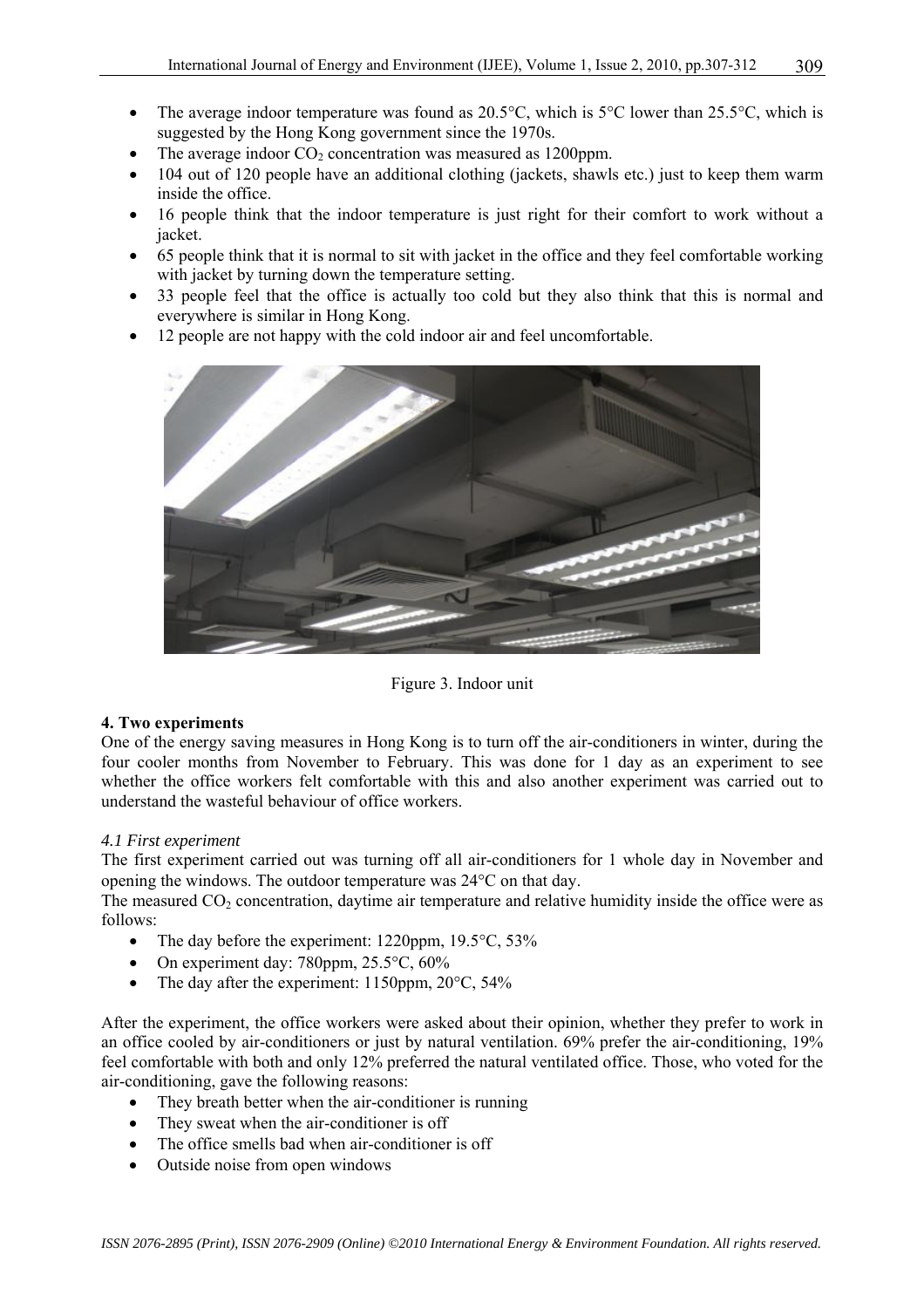- The average indoor temperature was found as 20.5°C, which is 5°C lower than 25.5°C, which is suggested by the Hong Kong government since the 1970s.
- The average indoor $CO_2$ concentration was measured as 1200ppm.
- 104 out of 120 people have an additional clothing (jackets, shawls etc.) just to keep them warm inside the office.
- 16 people think that the indoor temperature is just right for their comfort to work without a jacket.
- 65 people think that it is normal to sit with jacket in the office and they feel comfortable working with jacket by turning down the temperature setting.
- 33 people feel that the office is actually too cold but they also think that this is normal and everywhere is similar in Hong Kong.
- 12 people are not happy with the cold indoor air and feel uncomfortable.

Figure 3. Indoor unit

**4. Two experiments**

One of the energy saving measures in Hong Kong is to turn off the air-conditioners in winter, during the four cooler months from November to February. This was done for 1 day as an experiment to see whether the office workers felt comfortable with this and also another experiment was carried out to understand the wasteful behaviour of office workers.

*4.1 First experiment*

The first experiment carried out was turning off all air-conditioners for 1 whole day in November and opening the windows. The outdoor temperature was 24°C on that day.

The measured $CO_2$ concentration, daytime air temperature and relative humidity inside the office were as follows:

- The day before the experiment: 1220ppm, 19.5°C, 53%
- On experiment day: 780ppm, 25.5°C, 60%
- The day after the experiment: 1150ppm, 20°C, 54%

After the experiment, the office workers were asked about their opinion, whether they prefer to work in an office cooled by air-conditioners or just by natural ventilation. 69% prefer the air-conditioning, 19% feel comfortable with both and only 12% preferred the natural ventilated office. Those, who voted for the air-conditioning, gave the following reasons:

- They breath better when the air-conditioner is running
- They sweat when the air-conditioner is off
- The office smells bad when air-conditioner is off
- Outside noise from open windows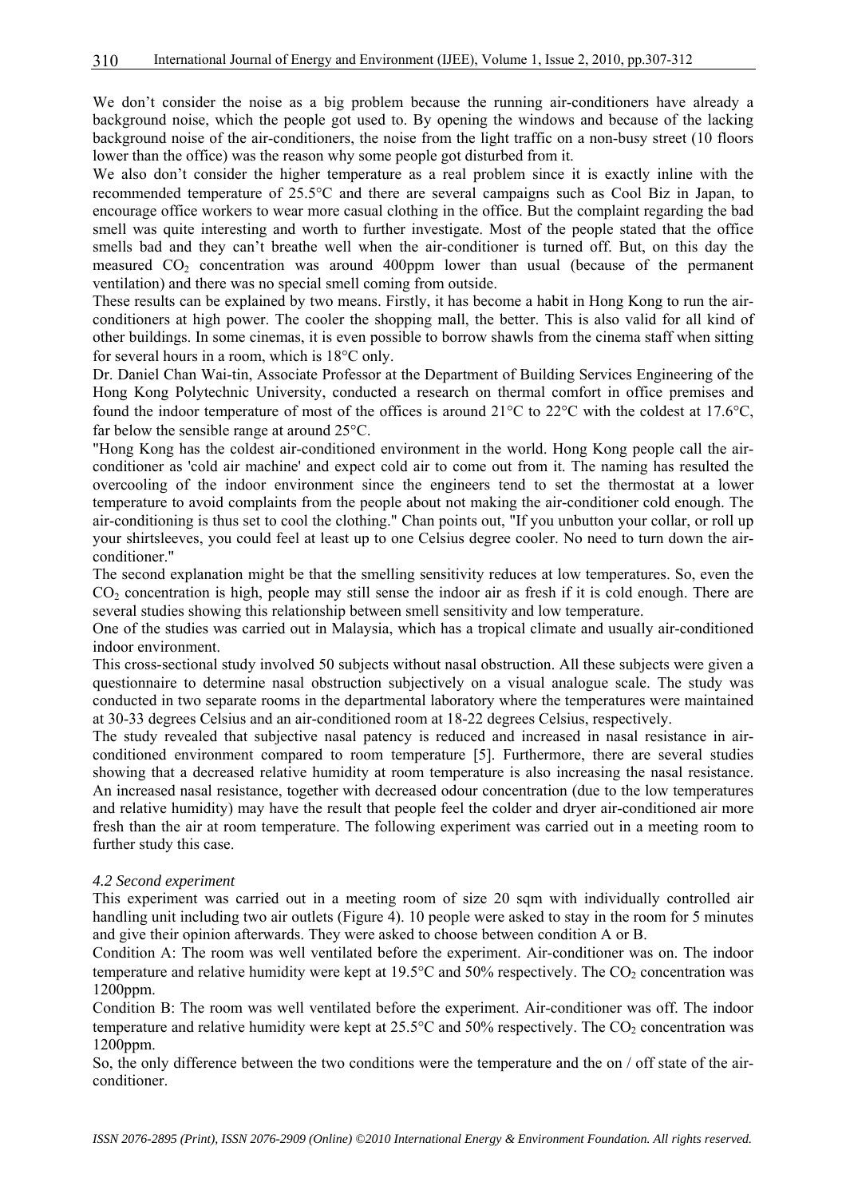We don't consider the noise as a big problem because the running air-conditioners have already a background noise, which the people got used to. By opening the windows and because of the lacking background noise of the air-conditioners, the noise from the light traffic on a non-busy street (10 floors lower than the office) was the reason why some people got disturbed from it.

We also don't consider the higher temperature as a real problem since it is exactly inline with the recommended temperature of 25.5°C and there are several campaigns such as Cool Biz in Japan, to encourage office workers to wear more casual clothing in the office. But the complaint regarding the bad smell was quite interesting and worth to further investigate. Most of the people stated that the office smells bad and they can't breathe well when the air-conditioner is turned off. But, on this day the measured $CO_2$ concentration was around 400ppm lower than usual (because of the permanent ventilation) and there was no special smell coming from outside.

These results can be explained by two means. Firstly, it has become a habit in Hong Kong to run the air-conditioners at high power. The cooler the shopping mall, the better. This is also valid for all kind of other buildings. In some cinemas, it is even possible to borrow shawls from the cinema staff when sitting for several hours in a room, which is 18°C only.

Dr. Daniel Chan Wai-tin, Associate Professor at the Department of Building Services Engineering of the Hong Kong Polytechnic University, conducted a research on thermal comfort in office premises and found the indoor temperature of most of the offices is around 21°C to 22°C with the coldest at 17.6°C, far below the sensible range at around 25°C.

"Hong Kong has the coldest air-conditioned environment in the world. Hong Kong people call the air-conditioner as 'cold air machine' and expect cold air to come out from it. The naming has resulted the overcooling of the indoor environment since the engineers tend to set the thermostat at a lower temperature to avoid complaints from the people about not making the air-conditioner cold enough. The air-conditioning is thus set to cool the clothing." Chan points out, "If you unbutton your collar, or roll up your shirtsleeves, you could feel at least up to one Celsius degree cooler. No need to turn down the air-conditioner."

The second explanation might be that the smelling sensitivity reduces at low temperatures. So, even the $CO_2$ concentration is high, people may still sense the indoor air as fresh if it is cold enough. There are several studies showing this relationship between smell sensitivity and low temperature.

One of the studies was carried out in Malaysia, which has a tropical climate and usually air-conditioned indoor environment.

This cross-sectional study involved 50 subjects without nasal obstruction. All these subjects were given a questionnaire to determine nasal obstruction subjectively on a visual analogue scale. The study was conducted in two separate rooms in the departmental laboratory where the temperatures were maintained at 30-33 degrees Celsius and an air-conditioned room at 18-22 degrees Celsius, respectively.

The study revealed that subjective nasal patency is reduced and increased in nasal resistance in air-conditioned environment compared to room temperature [5]. Furthermore, there are several studies showing that a decreased relative humidity at room temperature is also increasing the nasal resistance. An increased nasal resistance, together with decreased odour concentration (due to the low temperatures and relative humidity) may have the result that people feel the colder and dryer air-conditioned air more fresh than the air at room temperature. The following experiment was carried out in a meeting room to further study this case.

### *4.2 Second experiment*

This experiment was carried out in a meeting room of size 20 sqm with individually controlled air handling unit including two air outlets (Figure 4). 10 people were asked to stay in the room for 5 minutes and give their opinion afterwards. They were asked to choose between condition A or B.

Condition A: The room was well ventilated before the experiment. Air-conditioner was on. The indoor temperature and relative humidity were kept at 19.5°C and 50% respectively. The $CO_2$ concentration was 1200ppm.

Condition B: The room was well ventilated before the experiment. Air-conditioner was off. The indoor temperature and relative humidity were kept at 25.5°C and 50% respectively. The $CO_2$ concentration was 1200ppm.

So, the only difference between the two conditions were the temperature and the on / off state of the air-conditioner.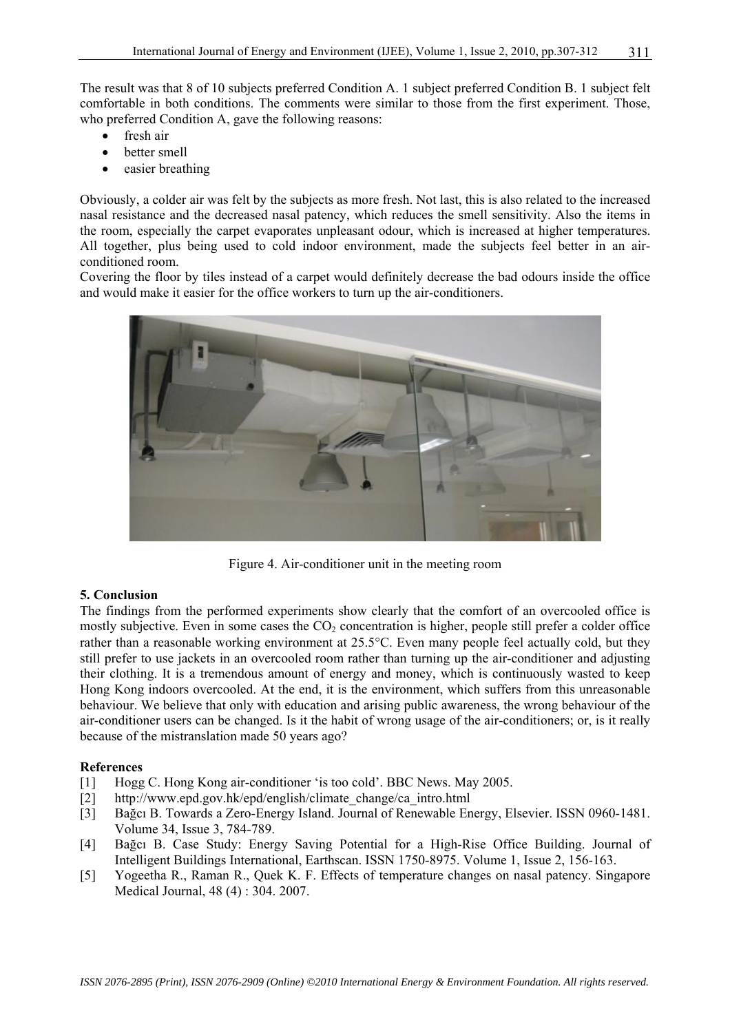The result was that 8 of 10 subjects preferred Condition A. 1 subject preferred Condition B. 1 subject felt comfortable in both conditions. The comments were similar to those from the first experiment. Those, who preferred Condition A, gave the following reasons:

- fresh air
- better smell
- easier breathing

Obviously, a colder air was felt by the subjects as more fresh. Not last, this is also related to the increased nasal resistance and the decreased nasal patency, which reduces the smell sensitivity. Also the items in the room, especially the carpet evaporates unpleasant odour, which is increased at higher temperatures. All together, plus being used to cold indoor environment, made the subjects feel better in an air-conditioned room.

Covering the floor by tiles instead of a carpet would definitely decrease the bad odours inside the office and would make it easier for the office workers to turn up the air-conditioners.

Figure 4. Air-conditioner unit in the meeting room

## 5. Conclusion

The findings from the performed experiments show clearly that the comfort of an overcooled office is mostly subjective. Even in some cases the $CO_2$ concentration is higher, people still prefer a colder office rather than a reasonable working environment at 25.5°C. Even many people feel actually cold, but they still prefer to use jackets in an overcooled room rather than turning up the air-conditioner and adjusting their clothing. It is a tremendous amount of energy and money, which is continuously wasted to keep Hong Kong indoors overcooled. At the end, it is the environment, which suffers from this unreasonable behaviour. We believe that only with education and arising public awareness, the wrong behaviour of the air-conditioner users can be changed. Is it the habit of wrong usage of the air-conditioners; or, is it really because of the mistranslation made 50 years ago?

## References

[1] Hogg C. Hong Kong air-conditioner 'is too cold'. BBC News. May 2005.

[2] http://www.epd.gov.hk/epd/english/climate_change/ca_intro.html

[3] Bağcı B. Towards a Zero-Energy Island. Journal of Renewable Energy, Elsevier. ISSN 0960-1481. Volume 34, Issue 3, 784-789.

[4] Bağcı B. Case Study: Energy Saving Potential for a High-Rise Office Building. Journal of Intelligent Buildings International, Earthscan. ISSN 1750-8975. Volume 1, Issue 2, 156-163.

[5] Yogeetha R., Raman R., Quek K. F. Effects of temperature changes on nasal patency. Singapore Medical Journal, 48 (4) : 304. 2007.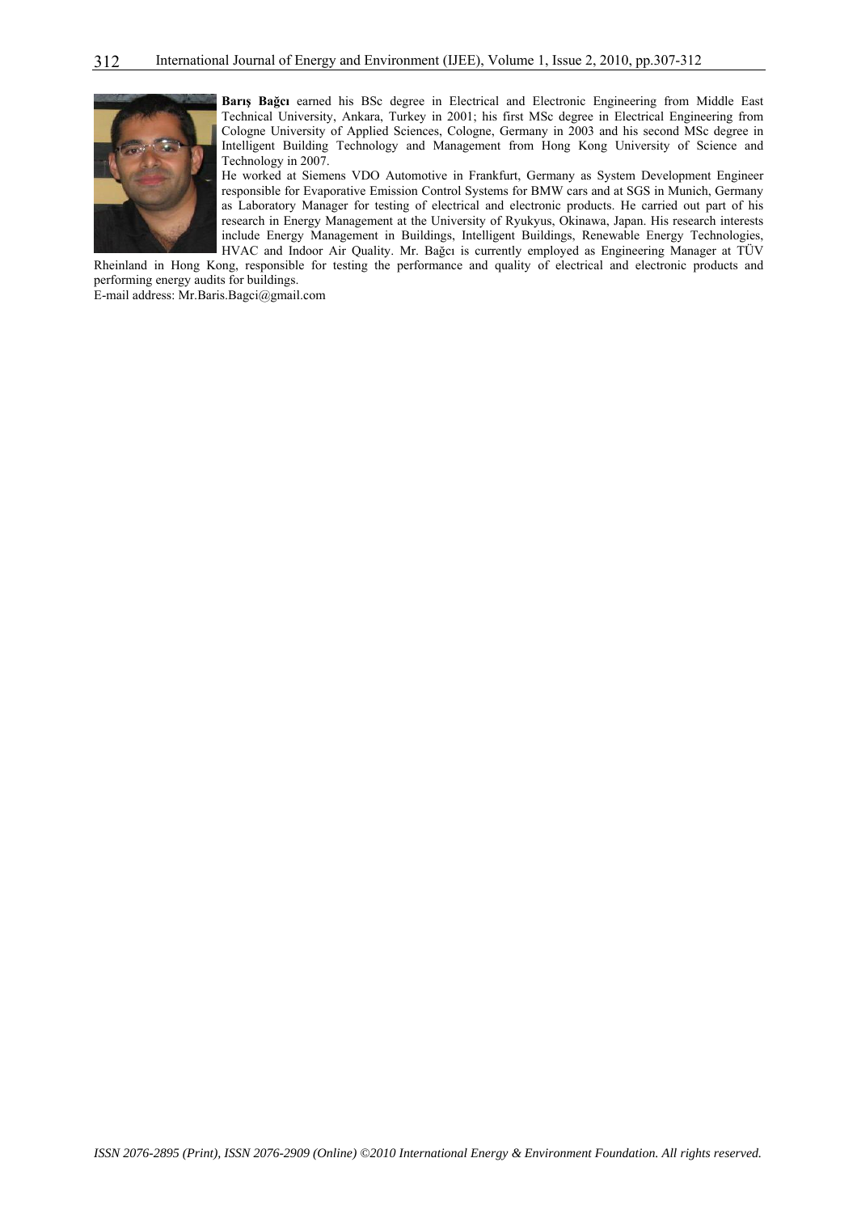**Barış Bağcı** earned his BSc degree in Electrical and Electronic Engineering from Middle East Technical University, Ankara, Turkey in 2001; his first MSc degree in Electrical Engineering from Cologne University of Applied Sciences, Cologne, Germany in 2003 and his second MSc degree in Intelligent Building Technology and Management from Hong Kong University of Science and Technology in 2007.

He worked at Siemens VDO Automotive in Frankfurt, Germany as System Development Engineer responsible for Evaporative Emission Control Systems for BMW cars and at SGS in Munich, Germany as Laboratory Manager for testing of electrical and electronic products. He carried out part of his research in Energy Management at the University of Ryukyus, Okinawa, Japan. His research interests include Energy Management in Buildings, Intelligent Buildings, Renewable Energy Technologies, HVAC and Indoor Air Quality. Mr. Bağcı is currently employed as Engineering Manager at TÜV Rheinland in Hong Kong, responsible for testing the performance and quality of electrical and electronic products and performing energy audits for buildings.

E-mail address: Mr.Baris.Bagci@gmail.com